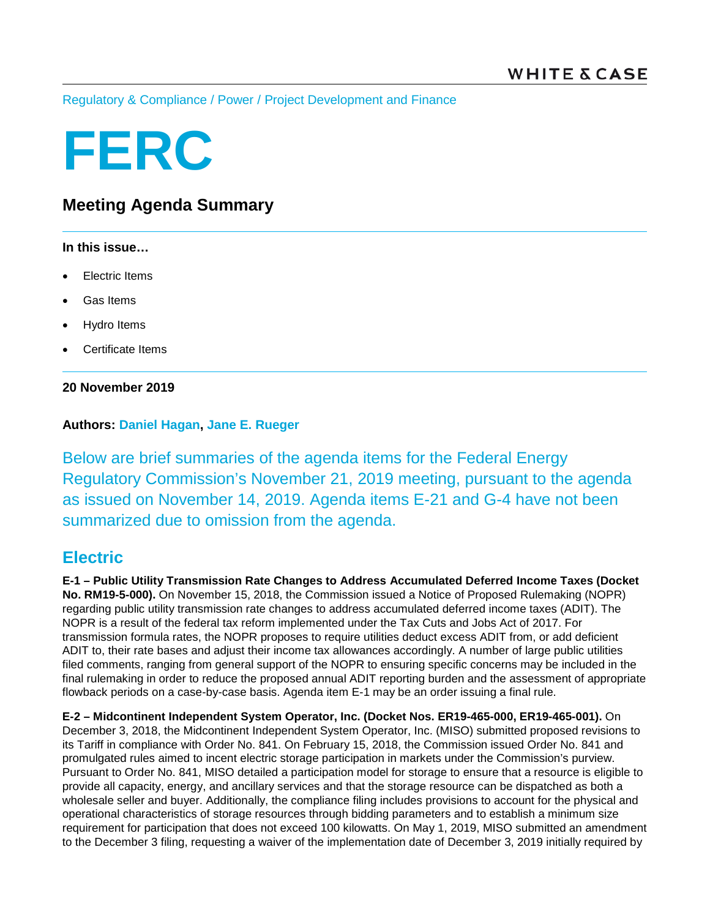WHITE & CASE

Regulatory & Compliance / Power / Project Development and Finance

# FERC

## Meeting Agenda Summary

**In this issue…**

- Electric Items
- Gas Items
- Hydro Items
- Certificate Items

**20 November 2019**

**Authors: Daniel Hagan, Jane E. Rueger**

Below are brief summaries of the agenda items for the Federal Energy Regulatory Commission's November 21, 2019 meeting, pursuant to the agenda as issued on November 14, 2019. Agenda items E-21 and G-4 have not been summarized due to omission from the agenda.

## Electric

**E-1 – Public Utility Transmission Rate Changes to Address Accumulated Deferred Income Taxes (Docket No. RM19-5-000).** On November 15, 2018, the Commission issued a Notice of Proposed Rulemaking (NOPR) regarding public utility transmission rate changes to address accumulated deferred income taxes (ADIT). The NOPR is a result of the federal tax reform implemented under the Tax Cuts and Jobs Act of 2017. For transmission formula rates, the NOPR proposes to require utilities deduct excess ADIT from, or add deficient ADIT to, their rate bases and adjust their income tax allowances accordingly. A number of large public utilities filed comments, ranging from general support of the NOPR to ensuring specific concerns may be included in the final rulemaking in order to reduce the proposed annual ADIT reporting burden and the assessment of appropriate flowback periods on a case-by-case basis. Agenda item E-1 may be an order issuing a final rule.

**E-2 – Midcontinent Independent System Operator, Inc. (Docket Nos. ER19-465-000, ER19-465-001).** On December 3, 2018, the Midcontinent Independent System Operator, Inc. (MISO) submitted proposed revisions to its Tariff in compliance with Order No. 841. On February 15, 2018, the Commission issued Order No. 841 and promulgated rules aimed to incent electric storage participation in markets under the Commission's purview. Pursuant to Order No. 841, MISO detailed a participation model for storage to ensure that a resource is eligible to provide all capacity, energy, and ancillary services and that the storage resource can be dispatched as both a wholesale seller and buyer. Additionally, the compliance filing includes provisions to account for the physical and operational characteristics of storage resources through bidding parameters and to establish a minimum size requirement for participation that does not exceed 100 kilowatts. On May 1, 2019, MISO submitted an amendment to the December 3 filing, requesting a waiver of the implementation date of December 3, 2019 initially required by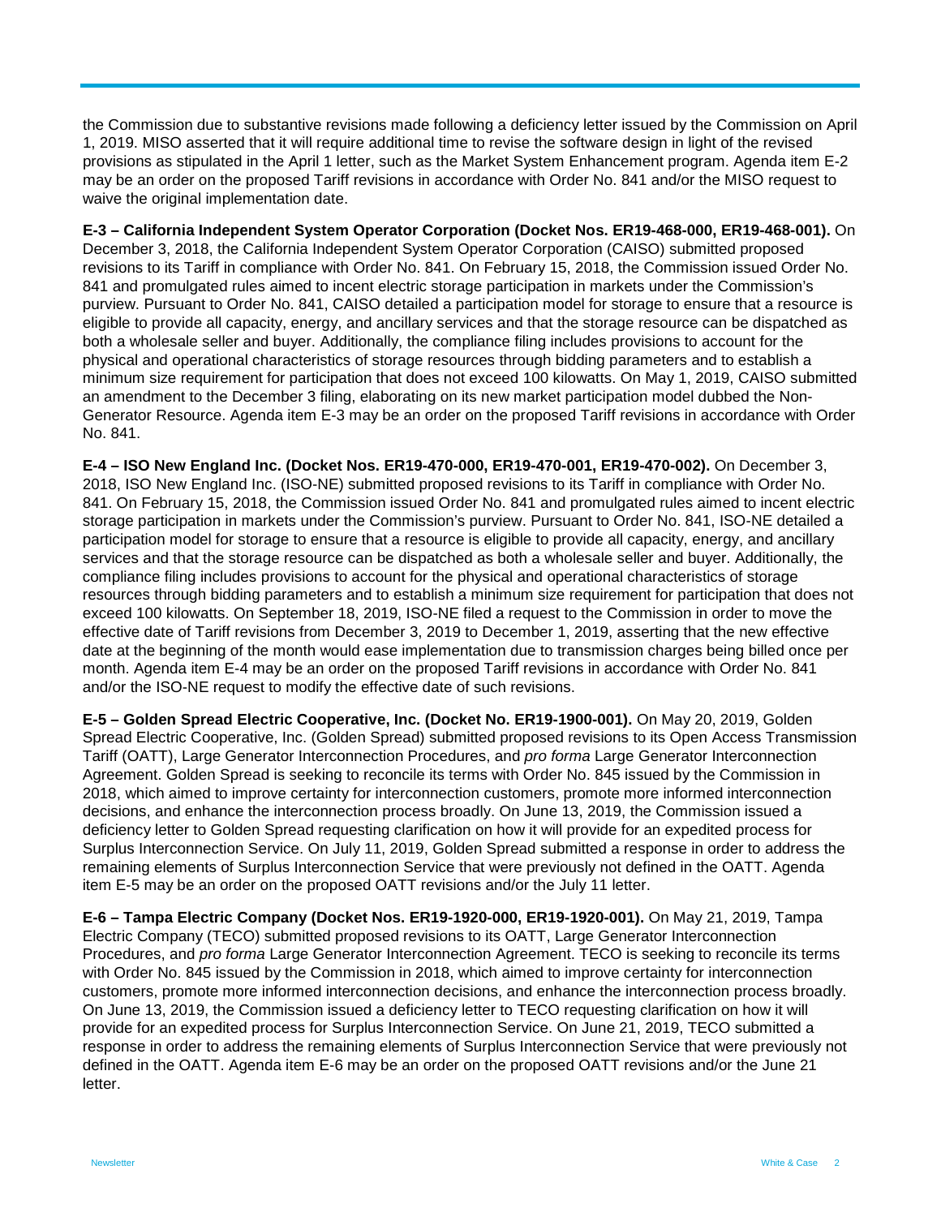the Commission due to substantive revisions made following a deficiency letter issued by the Commission on April 1, 2019. MISO asserted that it will require additional time to revise the software design in light of the revised provisions as stipulated in the April 1 letter, such as the Market System Enhancement program. Agenda item E-2 may be an order on the proposed Tariff revisions in accordance with Order No. 841 and/or the MISO request to waive the original implementation date.

**E-3 – California Independent System Operator Corporation (Docket Nos. ER19-468-000, ER19-468-001).** On December 3, 2018, the California Independent System Operator Corporation (CAISO) submitted proposed revisions to its Tariff in compliance with Order No. 841. On February 15, 2018, the Commission issued Order No. 841 and promulgated rules aimed to incent electric storage participation in markets under the Commission's purview. Pursuant to Order No. 841, CAISO detailed a participation model for storage to ensure that a resource is eligible to provide all capacity, energy, and ancillary services and that the storage resource can be dispatched as both a wholesale seller and buyer. Additionally, the compliance filing includes provisions to account for the physical and operational characteristics of storage resources through bidding parameters and to establish a minimum size requirement for participation that does not exceed 100 kilowatts. On May 1, 2019, CAISO submitted an amendment to the December 3 filing, elaborating on its new market participation model dubbed the Non-Generator Resource. Agenda item E-3 may be an order on the proposed Tariff revisions in accordance with Order No. 841.

**E-4 – ISO New England Inc. (Docket Nos. ER19-470-000, ER19-470-001, ER19-470-002).** On December 3, 2018, ISO New England Inc. (ISO-NE) submitted proposed revisions to its Tariff in compliance with Order No. 841. On February 15, 2018, the Commission issued Order No. 841 and promulgated rules aimed to incent electric storage participation in markets under the Commission's purview. Pursuant to Order No. 841, ISO-NE detailed a participation model for storage to ensure that a resource is eligible to provide all capacity, energy, and ancillary services and that the storage resource can be dispatched as both a wholesale seller and buyer. Additionally, the compliance filing includes provisions to account for the physical and operational characteristics of storage resources through bidding parameters and to establish a minimum size requirement for participation that does not exceed 100 kilowatts. On September 18, 2019, ISO-NE filed a request to the Commission in order to move the effective date of Tariff revisions from December 3, 2019 to December 1, 2019, asserting that the new effective date at the beginning of the month would ease implementation due to transmission charges being billed once per month. Agenda item E-4 may be an order on the proposed Tariff revisions in accordance with Order No. 841 and/or the ISO-NE request to modify the effective date of such revisions.

**E-5 – Golden Spread Electric Cooperative, Inc. (Docket No. ER19-1900-001).** On May 20, 2019, Golden Spread Electric Cooperative, Inc. (Golden Spread) submitted proposed revisions to its Open Access Transmission Tariff (OATT), Large Generator Interconnection Procedures, and *pro forma* Large Generator Interconnection Agreement. Golden Spread is seeking to reconcile its terms with Order No. 845 issued by the Commission in 2018, which aimed to improve certainty for interconnection customers, promote more informed interconnection decisions, and enhance the interconnection process broadly. On June 13, 2019, the Commission issued a deficiency letter to Golden Spread requesting clarification on how it will provide for an expedited process for Surplus Interconnection Service. On July 11, 2019, Golden Spread submitted a response in order to address the remaining elements of Surplus Interconnection Service that were previously not defined in the OATT. Agenda item E-5 may be an order on the proposed OATT revisions and/or the July 11 letter.

**E-6 – Tampa Electric Company (Docket Nos. ER19-1920-000, ER19-1920-001).** On May 21, 2019, Tampa Electric Company (TECO) submitted proposed revisions to its OATT, Large Generator Interconnection Procedures, and *pro forma* Large Generator Interconnection Agreement. TECO is seeking to reconcile its terms with Order No. 845 issued by the Commission in 2018, which aimed to improve certainty for interconnection customers, promote more informed interconnection decisions, and enhance the interconnection process broadly. On June 13, 2019, the Commission issued a deficiency letter to TECO requesting clarification on how it will provide for an expedited process for Surplus Interconnection Service. On June 21, 2019, TECO submitted a response in order to address the remaining elements of Surplus Interconnection Service that were previously not defined in the OATT. Agenda item E-6 may be an order on the proposed OATT revisions and/or the June 21 letter.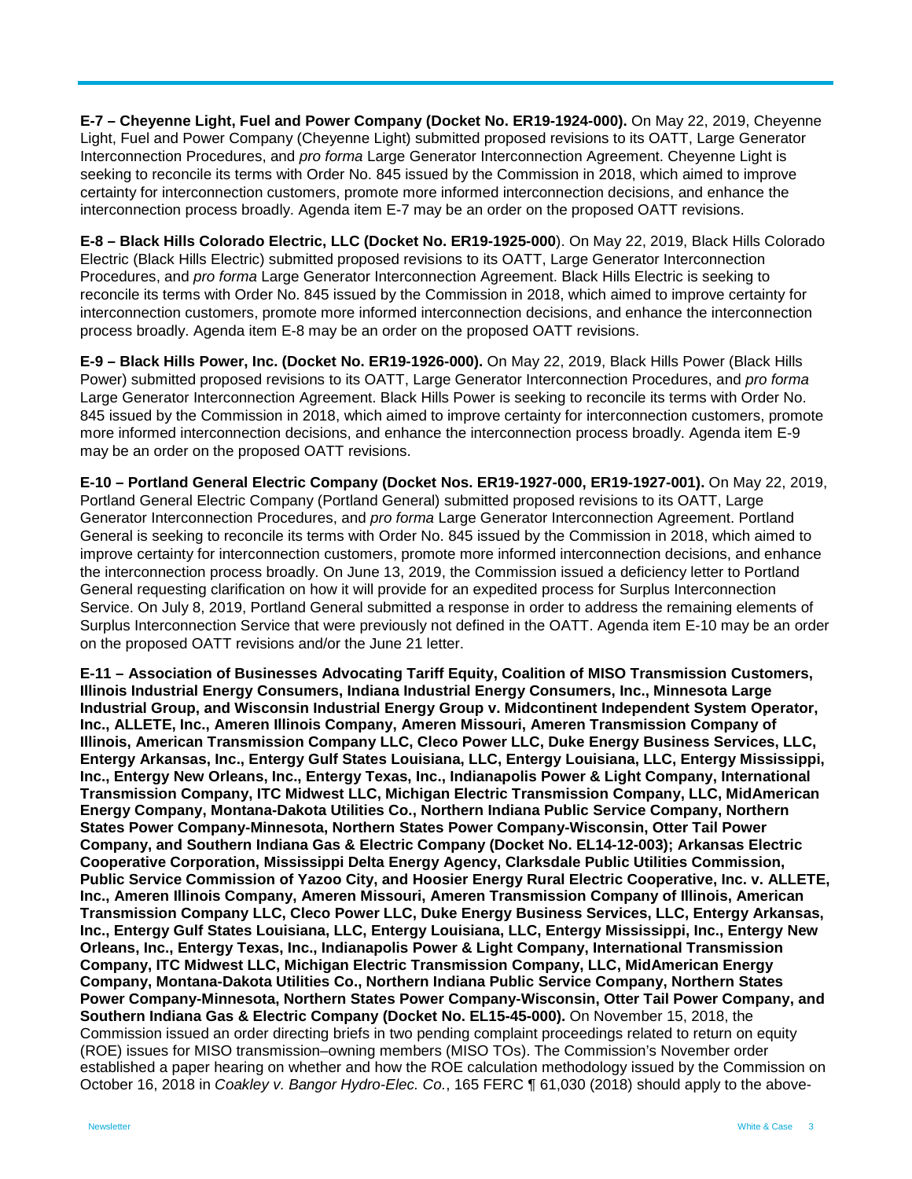**E-7 – Cheyenne Light, Fuel and Power Company (Docket No. ER19-1924-000).** On May 22, 2019, Cheyenne Light, Fuel and Power Company (Cheyenne Light) submitted proposed revisions to its OATT, Large Generator Interconnection Procedures, and *pro forma* Large Generator Interconnection Agreement. Cheyenne Light is seeking to reconcile its terms with Order No. 845 issued by the Commission in 2018, which aimed to improve certainty for interconnection customers, promote more informed interconnection decisions, and enhance the interconnection process broadly. Agenda item E-7 may be an order on the proposed OATT revisions.

**E-8 – Black Hills Colorado Electric, LLC (Docket No. ER19-1925-000**). On May 22, 2019, Black Hills Colorado Electric (Black Hills Electric) submitted proposed revisions to its OATT, Large Generator Interconnection Procedures, and *pro forma* Large Generator Interconnection Agreement. Black Hills Electric is seeking to reconcile its terms with Order No. 845 issued by the Commission in 2018, which aimed to improve certainty for interconnection customers, promote more informed interconnection decisions, and enhance the interconnection process broadly. Agenda item E-8 may be an order on the proposed OATT revisions.

**E-9 – Black Hills Power, Inc. (Docket No. ER19-1926-000).** On May 22, 2019, Black Hills Power (Black Hills Power) submitted proposed revisions to its OATT, Large Generator Interconnection Procedures, and *pro forma* Large Generator Interconnection Agreement. Black Hills Power is seeking to reconcile its terms with Order No. 845 issued by the Commission in 2018, which aimed to improve certainty for interconnection customers, promote more informed interconnection decisions, and enhance the interconnection process broadly. Agenda item E-9 may be an order on the proposed OATT revisions.

**E-10 – Portland General Electric Company (Docket Nos. ER19-1927-000, ER19-1927-001).** On May 22, 2019, Portland General Electric Company (Portland General) submitted proposed revisions to its OATT, Large Generator Interconnection Procedures, and *pro forma* Large Generator Interconnection Agreement. Portland General is seeking to reconcile its terms with Order No. 845 issued by the Commission in 2018, which aimed to improve certainty for interconnection customers, promote more informed interconnection decisions, and enhance the interconnection process broadly. On June 13, 2019, the Commission issued a deficiency letter to Portland General requesting clarification on how it will provide for an expedited process for Surplus Interconnection Service. On July 8, 2019, Portland General submitted a response in order to address the remaining elements of Surplus Interconnection Service that were previously not defined in the OATT. Agenda item E-10 may be an order on the proposed OATT revisions and/or the June 21 letter.

**E-11 – Association of Businesses Advocating Tariff Equity, Coalition of MISO Transmission Customers, Illinois Industrial Energy Consumers, Indiana Industrial Energy Consumers, Inc., Minnesota Large Industrial Group, and Wisconsin Industrial Energy Group v. Midcontinent Independent System Operator, Inc., ALLETE, Inc., Ameren Illinois Company, Ameren Missouri, Ameren Transmission Company of Illinois, American Transmission Company LLC, Cleco Power LLC, Duke Energy Business Services, LLC, Entergy Arkansas, Inc., Entergy Gulf States Louisiana, LLC, Entergy Louisiana, LLC, Entergy Mississippi, Inc., Entergy New Orleans, Inc., Entergy Texas, Inc., Indianapolis Power & Light Company, International Transmission Company, ITC Midwest LLC, Michigan Electric Transmission Company, LLC, MidAmerican Energy Company, Montana-Dakota Utilities Co., Northern Indiana Public Service Company, Northern States Power Company-Minnesota, Northern States Power Company-Wisconsin, Otter Tail Power Company, and Southern Indiana Gas & Electric Company (Docket No. EL14-12-003); Arkansas Electric Cooperative Corporation, Mississippi Delta Energy Agency, Clarksdale Public Utilities Commission, Public Service Commission of Yazoo City, and Hoosier Energy Rural Electric Cooperative, Inc. v. ALLETE, Inc., Ameren Illinois Company, Ameren Missouri, Ameren Transmission Company of Illinois, American Transmission Company LLC, Cleco Power LLC, Duke Energy Business Services, LLC, Entergy Arkansas, Inc., Entergy Gulf States Louisiana, LLC, Entergy Louisiana, LLC, Entergy Mississippi, Inc., Entergy New Orleans, Inc., Entergy Texas, Inc., Indianapolis Power & Light Company, International Transmission Company, ITC Midwest LLC, Michigan Electric Transmission Company, LLC, MidAmerican Energy Company, Montana-Dakota Utilities Co., Northern Indiana Public Service Company, Northern States Power Company-Minnesota, Northern States Power Company-Wisconsin, Otter Tail Power Company, and Southern Indiana Gas & Electric Company (Docket No. EL15-45-000).** On November 15, 2018, the Commission issued an order directing briefs in two pending complaint proceedings related to return on equity (ROE) issues for MISO transmission–owning members (MISO TOs). The Commission's November order established a paper hearing on whether and how the ROE calculation methodology issued by the Commission on October 16, 2018 in *Coakley v. Bangor Hydro-Elec. Co.*, 165 FERC ¶ 61,030 (2018) should apply to the above-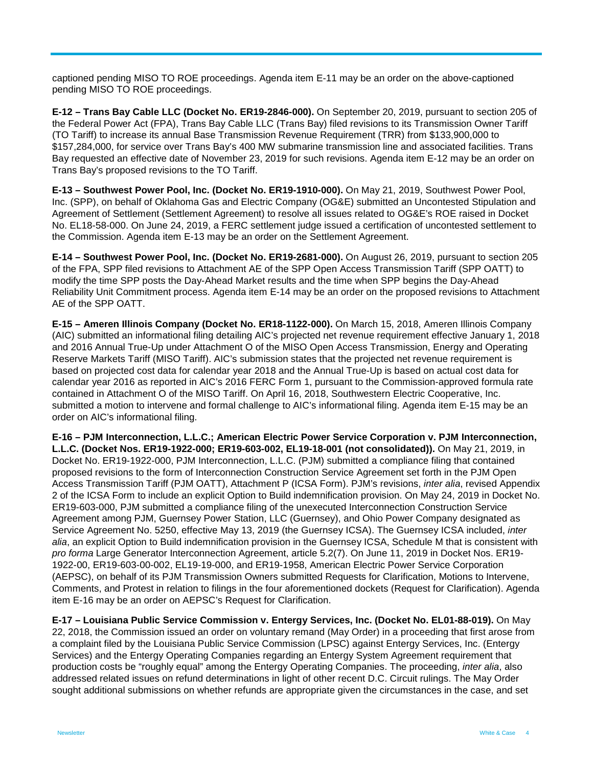captioned pending MISO TO ROE proceedings. Agenda item E-11 may be an order on the above-captioned pending MISO TO ROE proceedings.

**E-12 – Trans Bay Cable LLC (Docket No. ER19-2846-000).** On September 20, 2019, pursuant to section 205 of the Federal Power Act (FPA), Trans Bay Cable LLC (Trans Bay) filed revisions to its Transmission Owner Tariff (TO Tariff) to increase its annual Base Transmission Revenue Requirement (TRR) from $133,900,000 to $157,284,000, for service over Trans Bay's 400 MW submarine transmission line and associated facilities. Trans Bay requested an effective date of November 23, 2019 for such revisions. Agenda item E-12 may be an order on Trans Bay's proposed revisions to the TO Tariff.

**E-13 – Southwest Power Pool, Inc. (Docket No. ER19-1910-000).** On May 21, 2019, Southwest Power Pool, Inc. (SPP), on behalf of Oklahoma Gas and Electric Company (OG&E) submitted an Uncontested Stipulation and Agreement of Settlement (Settlement Agreement) to resolve all issues related to OG&E's ROE raised in Docket No. EL18-58-000. On June 24, 2019, a FERC settlement judge issued a certification of uncontested settlement to the Commission. Agenda item E-13 may be an order on the Settlement Agreement.

**E-14 – Southwest Power Pool, Inc. (Docket No. ER19-2681-000).** On August 26, 2019, pursuant to section 205 of the FPA, SPP filed revisions to Attachment AE of the SPP Open Access Transmission Tariff (SPP OATT) to modify the time SPP posts the Day-Ahead Market results and the time when SPP begins the Day-Ahead Reliability Unit Commitment process. Agenda item E-14 may be an order on the proposed revisions to Attachment AE of the SPP OATT.

**E-15 – Ameren Illinois Company (Docket No. ER18-1122-000).** On March 15, 2018, Ameren Illinois Company (AIC) submitted an informational filing detailing AIC's projected net revenue requirement effective January 1, 2018 and 2016 Annual True-Up under Attachment O of the MISO Open Access Transmission, Energy and Operating Reserve Markets Tariff (MISO Tariff). AIC's submission states that the projected net revenue requirement is based on projected cost data for calendar year 2018 and the Annual True-Up is based on actual cost data for calendar year 2016 as reported in AIC's 2016 FERC Form 1, pursuant to the Commission-approved formula rate contained in Attachment O of the MISO Tariff. On April 16, 2018, Southwestern Electric Cooperative, Inc. submitted a motion to intervene and formal challenge to AIC's informational filing. Agenda item E-15 may be an order on AIC's informational filing.

**E-16 – PJM Interconnection, L.L.C.; American Electric Power Service Corporation v. PJM Interconnection, L.L.C. (Docket Nos. ER19-1922-000; ER19-603-002, EL19-18-001 (not consolidated)).** On May 21, 2019, in Docket No. ER19-1922-000, PJM Interconnection, L.L.C. (PJM) submitted a compliance filing that contained proposed revisions to the form of Interconnection Construction Service Agreement set forth in the PJM Open Access Transmission Tariff (PJM OATT), Attachment P (ICSA Form). PJM's revisions, *inter alia*, revised Appendix 2 of the ICSA Form to include an explicit Option to Build indemnification provision. On May 24, 2019 in Docket No. ER19-603-000, PJM submitted a compliance filing of the unexecuted Interconnection Construction Service Agreement among PJM, Guernsey Power Station, LLC (Guernsey), and Ohio Power Company designated as Service Agreement No. 5250, effective May 13, 2019 (the Guernsey ICSA). The Guernsey ICSA included, *inter alia*, an explicit Option to Build indemnification provision in the Guernsey ICSA, Schedule M that is consistent with *pro forma* Large Generator Interconnection Agreement, article 5.2(7). On June 11, 2019 in Docket Nos. ER19-1922-00, ER19-603-00-002, EL19-19-000, and ER19-1958, American Electric Power Service Corporation (AEPSC), on behalf of its PJM Transmission Owners submitted Requests for Clarification, Motions to Intervene, Comments, and Protest in relation to filings in the four aforementioned dockets (Request for Clarification). Agenda item E-16 may be an order on AEPSC's Request for Clarification.

**E-17 – Louisiana Public Service Commission v. Entergy Services, Inc. (Docket No. EL01-88-019).** On May 22, 2018, the Commission issued an order on voluntary remand (May Order) in a proceeding that first arose from a complaint filed by the Louisiana Public Service Commission (LPSC) against Entergy Services, Inc. (Entergy Services) and the Entergy Operating Companies regarding an Entergy System Agreement requirement that production costs be "roughly equal" among the Entergy Operating Companies. The proceeding, *inter alia*, also addressed related issues on refund determinations in light of other recent D.C. Circuit rulings. The May Order sought additional submissions on whether refunds are appropriate given the circumstances in the case, and set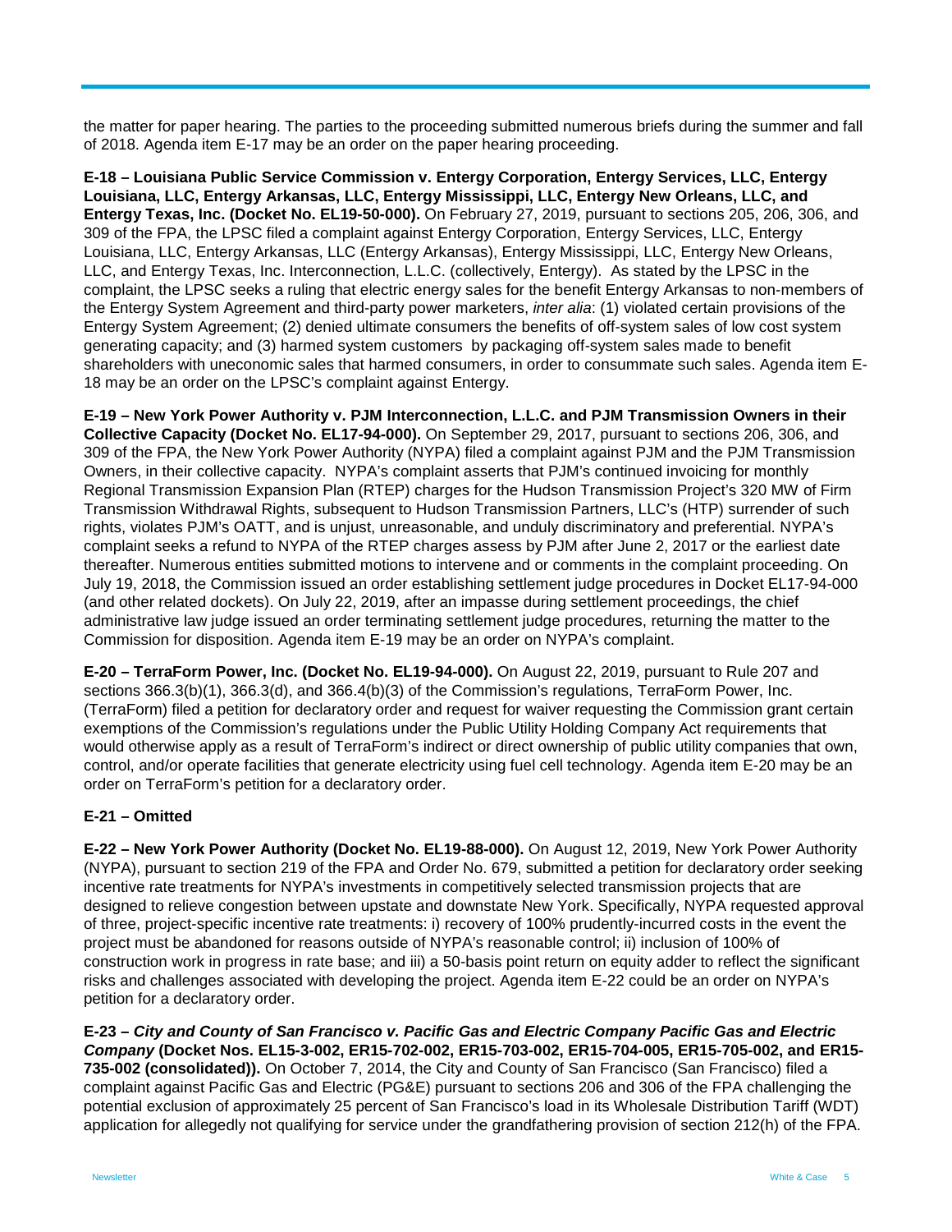the matter for paper hearing. The parties to the proceeding submitted numerous briefs during the summer and fall of 2018. Agenda item E-17 may be an order on the paper hearing proceeding.

**E-18 – Louisiana Public Service Commission v. Entergy Corporation, Entergy Services, LLC, Entergy Louisiana, LLC, Entergy Arkansas, LLC, Entergy Mississippi, LLC, Entergy New Orleans, LLC, and Entergy Texas, Inc. (Docket No. EL19-50-000).** On February 27, 2019, pursuant to sections 205, 206, 306, and 309 of the FPA, the LPSC filed a complaint against Entergy Corporation, Entergy Services, LLC, Entergy Louisiana, LLC, Entergy Arkansas, LLC (Entergy Arkansas), Entergy Mississippi, LLC, Entergy New Orleans, LLC, and Entergy Texas, Inc. Interconnection, L.L.C. (collectively, Entergy). As stated by the LPSC in the complaint, the LPSC seeks a ruling that electric energy sales for the benefit Entergy Arkansas to non-members of the Entergy System Agreement and third-party power marketers, *inter alia*: (1) violated certain provisions of the Entergy System Agreement; (2) denied ultimate consumers the benefits of off-system sales of low cost system generating capacity; and (3) harmed system customers by packaging off-system sales made to benefit shareholders with uneconomic sales that harmed consumers, in order to consummate such sales. Agenda item E-18 may be an order on the LPSC's complaint against Entergy.

**E-19 – New York Power Authority v. PJM Interconnection, L.L.C. and PJM Transmission Owners in their Collective Capacity (Docket No. EL17-94-000).** On September 29, 2017, pursuant to sections 206, 306, and 309 of the FPA, the New York Power Authority (NYPA) filed a complaint against PJM and the PJM Transmission Owners, in their collective capacity. NYPA's complaint asserts that PJM's continued invoicing for monthly Regional Transmission Expansion Plan (RTEP) charges for the Hudson Transmission Project's 320 MW of Firm Transmission Withdrawal Rights, subsequent to Hudson Transmission Partners, LLC's (HTP) surrender of such rights, violates PJM's OATT, and is unjust, unreasonable, and unduly discriminatory and preferential. NYPA's complaint seeks a refund to NYPA of the RTEP charges assess by PJM after June 2, 2017 or the earliest date thereafter. Numerous entities submitted motions to intervene and or comments in the complaint proceeding. On July 19, 2018, the Commission issued an order establishing settlement judge procedures in Docket EL17-94-000 (and other related dockets). On July 22, 2019, after an impasse during settlement proceedings, the chief administrative law judge issued an order terminating settlement judge procedures, returning the matter to the Commission for disposition. Agenda item E-19 may be an order on NYPA's complaint.

**E-20 – TerraForm Power, Inc. (Docket No. EL19-94-000).** On August 22, 2019, pursuant to Rule 207 and sections 366.3(b)(1), 366.3(d), and 366.4(b)(3) of the Commission's regulations, TerraForm Power, Inc. (TerraForm) filed a petition for declaratory order and request for waiver requesting the Commission grant certain exemptions of the Commission's regulations under the Public Utility Holding Company Act requirements that would otherwise apply as a result of TerraForm's indirect or direct ownership of public utility companies that own, control, and/or operate facilities that generate electricity using fuel cell technology. Agenda item E-20 may be an order on TerraForm's petition for a declaratory order.

**E-21 – Omitted**

**E-22 – New York Power Authority (Docket No. EL19-88-000).** On August 12, 2019, New York Power Authority (NYPA), pursuant to section 219 of the FPA and Order No. 679, submitted a petition for declaratory order seeking incentive rate treatments for NYPA's investments in competitively selected transmission projects that are designed to relieve congestion between upstate and downstate New York. Specifically, NYPA requested approval of three, project-specific incentive rate treatments: i) recovery of 100% prudently-incurred costs in the event the project must be abandoned for reasons outside of NYPA's reasonable control; ii) inclusion of 100% of construction work in progress in rate base; and iii) a 50-basis point return on equity adder to reflect the significant risks and challenges associated with developing the project. Agenda item E-22 could be an order on NYPA's petition for a declaratory order.

**E-23 – *City and County of San Francisco v. Pacific Gas and Electric Company Pacific Gas and Electric Company* (Docket Nos. EL15-3-002, ER15-702-002, ER15-703-002, ER15-704-005, ER15-705-002, and ER15-735-002 (consolidated)).** On October 7, 2014, the City and County of San Francisco (San Francisco) filed a complaint against Pacific Gas and Electric (PG&E) pursuant to sections 206 and 306 of the FPA challenging the potential exclusion of approximately 25 percent of San Francisco's load in its Wholesale Distribution Tariff (WDT) application for allegedly not qualifying for service under the grandfathering provision of section 212(h) of the FPA.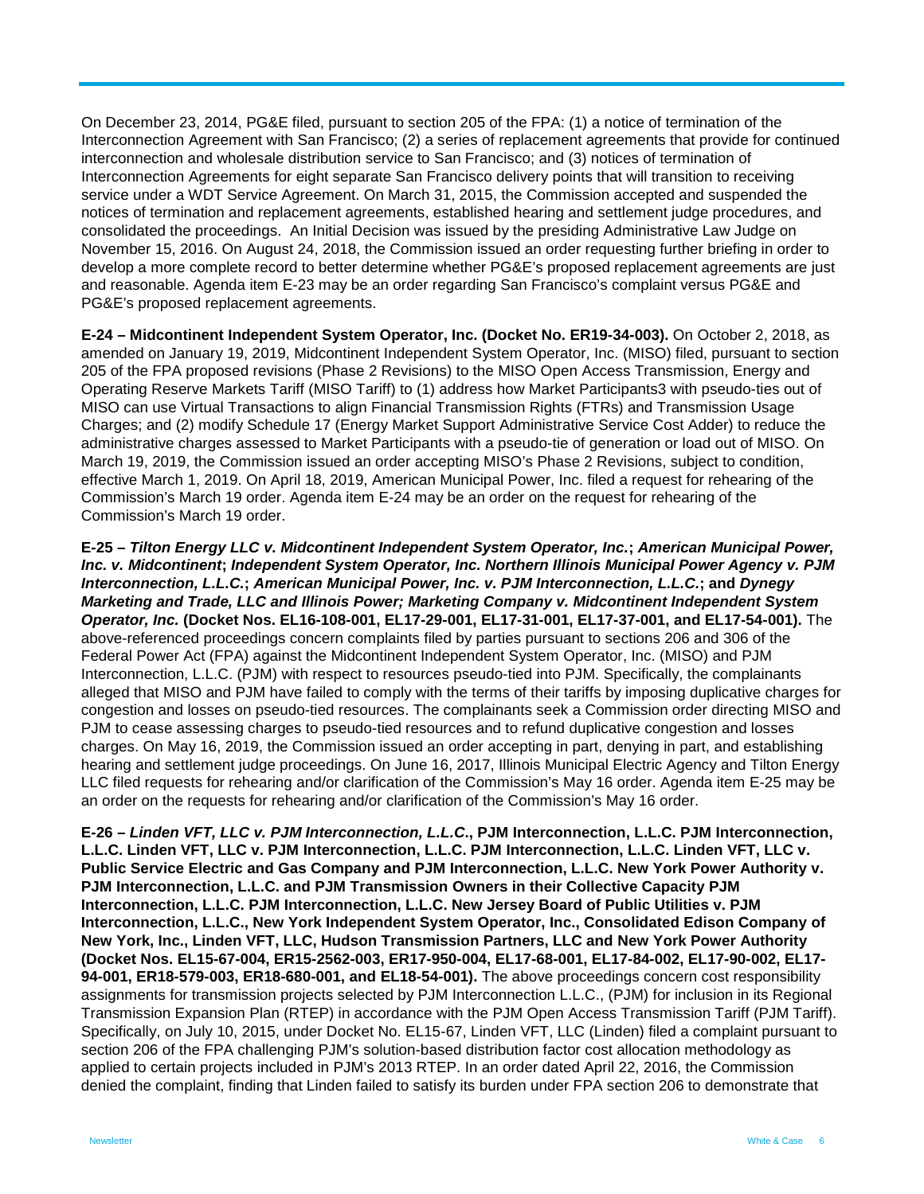On December 23, 2014, PG&E filed, pursuant to section 205 of the FPA: (1) a notice of termination of the Interconnection Agreement with San Francisco; (2) a series of replacement agreements that provide for continued interconnection and wholesale distribution service to San Francisco; and (3) notices of termination of Interconnection Agreements for eight separate San Francisco delivery points that will transition to receiving service under a WDT Service Agreement. On March 31, 2015, the Commission accepted and suspended the notices of termination and replacement agreements, established hearing and settlement judge procedures, and consolidated the proceedings. An Initial Decision was issued by the presiding Administrative Law Judge on November 15, 2016. On August 24, 2018, the Commission issued an order requesting further briefing in order to develop a more complete record to better determine whether PG&E's proposed replacement agreements are just and reasonable. Agenda item E-23 may be an order regarding San Francisco's complaint versus PG&E and PG&E's proposed replacement agreements.

**E-24 – Midcontinent Independent System Operator, Inc. (Docket No. ER19-34-003).** On October 2, 2018, as amended on January 19, 2019, Midcontinent Independent System Operator, Inc. (MISO) filed, pursuant to section 205 of the FPA proposed revisions (Phase 2 Revisions) to the MISO Open Access Transmission, Energy and Operating Reserve Markets Tariff (MISO Tariff) to (1) address how Market Participants3 with pseudo-ties out of MISO can use Virtual Transactions to align Financial Transmission Rights (FTRs) and Transmission Usage Charges; and (2) modify Schedule 17 (Energy Market Support Administrative Service Cost Adder) to reduce the administrative charges assessed to Market Participants with a pseudo-tie of generation or load out of MISO. On March 19, 2019, the Commission issued an order accepting MISO's Phase 2 Revisions, subject to condition, effective March 1, 2019. On April 18, 2019, American Municipal Power, Inc. filed a request for rehearing of the Commission's March 19 order. Agenda item E-24 may be an order on the request for rehearing of the Commission's March 19 order.

**E-25 – *Tilton Energy LLC v. Midcontinent Independent System Operator, Inc.*; *American Municipal Power, Inc. v. Midcontinent*; *Independent System Operator, Inc. Northern Illinois Municipal Power Agency v. PJM Interconnection, L.L.C.*; *American Municipal Power, Inc. v. PJM Interconnection, L.L.C.*; and *Dynegy Marketing and Trade, LLC and Illinois Power; Marketing Company v. Midcontinent Independent System Operator, Inc.* (Docket Nos. EL16-108-001, EL17-29-001, EL17-31-001, EL17-37-001, and EL17-54-001).** The above-referenced proceedings concern complaints filed by parties pursuant to sections 206 and 306 of the Federal Power Act (FPA) against the Midcontinent Independent System Operator, Inc. (MISO) and PJM Interconnection, L.L.C. (PJM) with respect to resources pseudo-tied into PJM. Specifically, the complainants alleged that MISO and PJM have failed to comply with the terms of their tariffs by imposing duplicative charges for congestion and losses on pseudo-tied resources. The complainants seek a Commission order directing MISO and PJM to cease assessing charges to pseudo-tied resources and to refund duplicative congestion and losses charges. On May 16, 2019, the Commission issued an order accepting in part, denying in part, and establishing hearing and settlement judge proceedings. On June 16, 2017, Illinois Municipal Electric Agency and Tilton Energy LLC filed requests for rehearing and/or clarification of the Commission's May 16 order. Agenda item E-25 may be an order on the requests for rehearing and/or clarification of the Commission's May 16 order.

**E-26 – *Linden VFT, LLC v. PJM Interconnection, L.L.C*., PJM Interconnection, L.L.C. PJM Interconnection, L.L.C. Linden VFT, LLC v. PJM Interconnection, L.L.C. PJM Interconnection, L.L.C. Linden VFT, LLC v. Public Service Electric and Gas Company and PJM Interconnection, L.L.C. New York Power Authority v. PJM Interconnection, L.L.C. and PJM Transmission Owners in their Collective Capacity PJM Interconnection, L.L.C. PJM Interconnection, L.L.C. New Jersey Board of Public Utilities v. PJM Interconnection, L.L.C., New York Independent System Operator, Inc., Consolidated Edison Company of New York, Inc., Linden VFT, LLC, Hudson Transmission Partners, LLC and New York Power Authority (Docket Nos. EL15-67-004, ER15-2562-003, ER17-950-004, EL17-68-001, EL17-84-002, EL17-90-002, EL17-94-001, ER18-579-003, ER18-680-001, and EL18-54-001).** The above proceedings concern cost responsibility assignments for transmission projects selected by PJM Interconnection L.L.C., (PJM) for inclusion in its Regional Transmission Expansion Plan (RTEP) in accordance with the PJM Open Access Transmission Tariff (PJM Tariff). Specifically, on July 10, 2015, under Docket No. EL15-67, Linden VFT, LLC (Linden) filed a complaint pursuant to section 206 of the FPA challenging PJM's solution-based distribution factor cost allocation methodology as applied to certain projects included in PJM's 2013 RTEP. In an order dated April 22, 2016, the Commission denied the complaint, finding that Linden failed to satisfy its burden under FPA section 206 to demonstrate that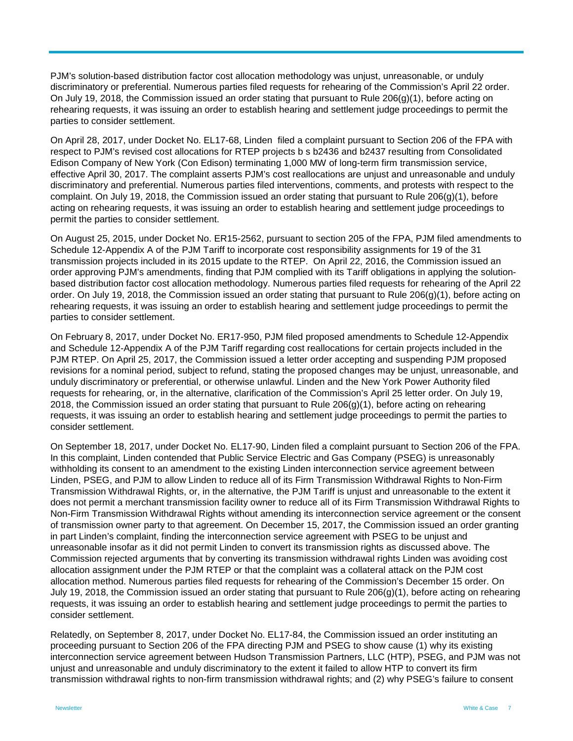PJM's solution-based distribution factor cost allocation methodology was unjust, unreasonable, or unduly discriminatory or preferential. Numerous parties filed requests for rehearing of the Commission's April 22 order. On July 19, 2018, the Commission issued an order stating that pursuant to Rule 206(g)(1), before acting on rehearing requests, it was issuing an order to establish hearing and settlement judge proceedings to permit the parties to consider settlement.

On April 28, 2017, under Docket No. EL17-68, Linden filed a complaint pursuant to Section 206 of the FPA with respect to PJM's revised cost allocations for RTEP projects b s b2436 and b2437 resulting from Consolidated Edison Company of New York (Con Edison) terminating 1,000 MW of long-term firm transmission service, effective April 30, 2017. The complaint asserts PJM's cost reallocations are unjust and unreasonable and unduly discriminatory and preferential. Numerous parties filed interventions, comments, and protests with respect to the complaint. On July 19, 2018, the Commission issued an order stating that pursuant to Rule 206(g)(1), before acting on rehearing requests, it was issuing an order to establish hearing and settlement judge proceedings to permit the parties to consider settlement.

On August 25, 2015, under Docket No. ER15-2562, pursuant to section 205 of the FPA, PJM filed amendments to Schedule 12-Appendix A of the PJM Tariff to incorporate cost responsibility assignments for 19 of the 31 transmission projects included in its 2015 update to the RTEP. On April 22, 2016, the Commission issued an order approving PJM's amendments, finding that PJM complied with its Tariff obligations in applying the solution-based distribution factor cost allocation methodology. Numerous parties filed requests for rehearing of the April 22 order. On July 19, 2018, the Commission issued an order stating that pursuant to Rule 206(g)(1), before acting on rehearing requests, it was issuing an order to establish hearing and settlement judge proceedings to permit the parties to consider settlement.

On February 8, 2017, under Docket No. ER17-950, PJM filed proposed amendments to Schedule 12-Appendix and Schedule 12-Appendix A of the PJM Tariff regarding cost reallocations for certain projects included in the PJM RTEP. On April 25, 2017, the Commission issued a letter order accepting and suspending PJM proposed revisions for a nominal period, subject to refund, stating the proposed changes may be unjust, unreasonable, and unduly discriminatory or preferential, or otherwise unlawful. Linden and the New York Power Authority filed requests for rehearing, or, in the alternative, clarification of the Commission's April 25 letter order. On July 19, 2018, the Commission issued an order stating that pursuant to Rule 206(g)(1), before acting on rehearing requests, it was issuing an order to establish hearing and settlement judge proceedings to permit the parties to consider settlement.

On September 18, 2017, under Docket No. EL17-90, Linden filed a complaint pursuant to Section 206 of the FPA. In this complaint, Linden contended that Public Service Electric and Gas Company (PSEG) is unreasonably withholding its consent to an amendment to the existing Linden interconnection service agreement between Linden, PSEG, and PJM to allow Linden to reduce all of its Firm Transmission Withdrawal Rights to Non-Firm Transmission Withdrawal Rights, or, in the alternative, the PJM Tariff is unjust and unreasonable to the extent it does not permit a merchant transmission facility owner to reduce all of its Firm Transmission Withdrawal Rights to Non-Firm Transmission Withdrawal Rights without amending its interconnection service agreement or the consent of transmission owner party to that agreement. On December 15, 2017, the Commission issued an order granting in part Linden's complaint, finding the interconnection service agreement with PSEG to be unjust and unreasonable insofar as it did not permit Linden to convert its transmission rights as discussed above. The Commission rejected arguments that by converting its transmission withdrawal rights Linden was avoiding cost allocation assignment under the PJM RTEP or that the complaint was a collateral attack on the PJM cost allocation method. Numerous parties filed requests for rehearing of the Commission's December 15 order. On July 19, 2018, the Commission issued an order stating that pursuant to Rule 206(g)(1), before acting on rehearing requests, it was issuing an order to establish hearing and settlement judge proceedings to permit the parties to consider settlement.

Relatedly, on September 8, 2017, under Docket No. EL17-84, the Commission issued an order instituting an proceeding pursuant to Section 206 of the FPA directing PJM and PSEG to show cause (1) why its existing interconnection service agreement between Hudson Transmission Partners, LLC (HTP), PSEG, and PJM was not unjust and unreasonable and unduly discriminatory to the extent it failed to allow HTP to convert its firm transmission withdrawal rights to non-firm transmission withdrawal rights; and (2) why PSEG's failure to consent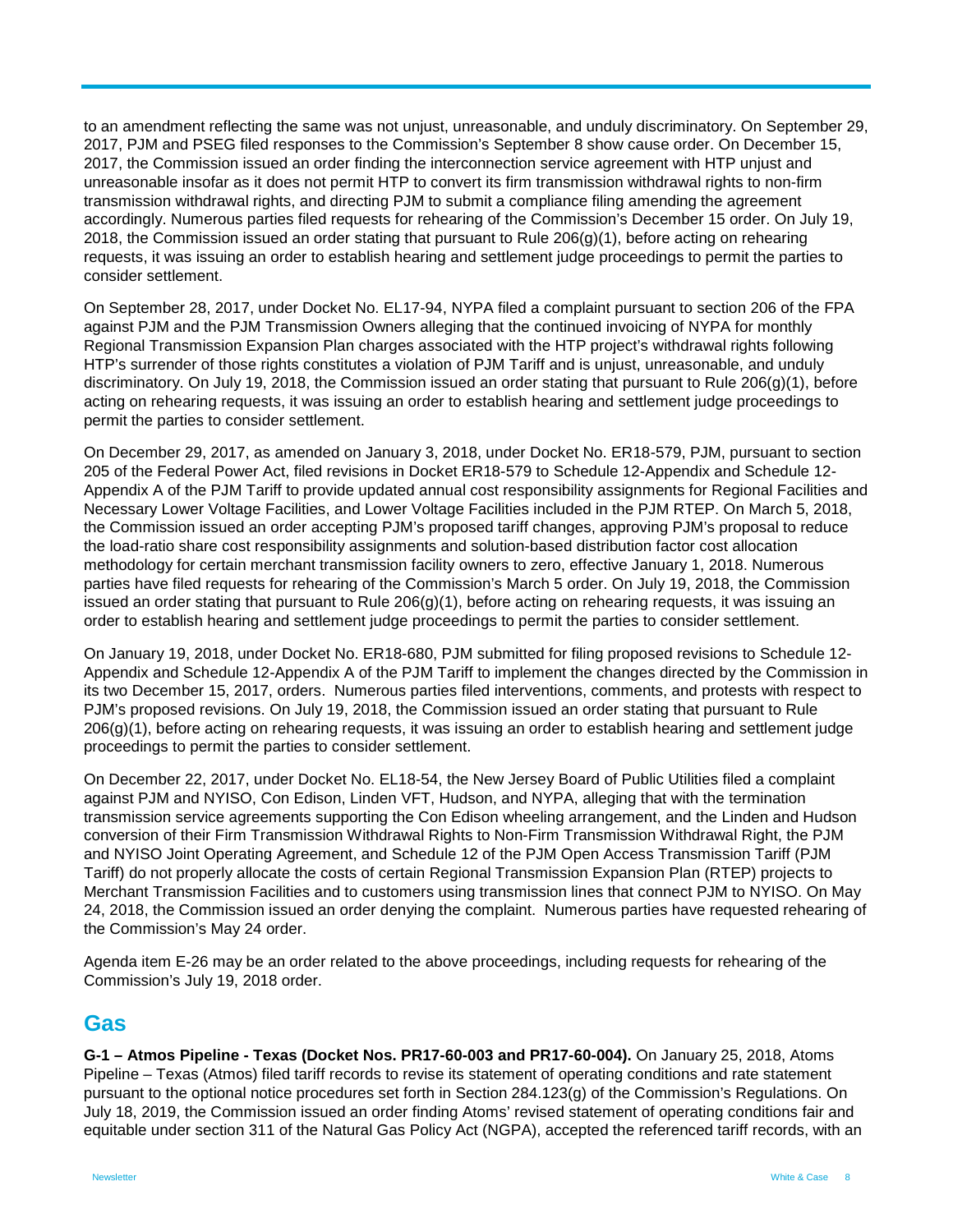to an amendment reflecting the same was not unjust, unreasonable, and unduly discriminatory. On September 29, 2017, PJM and PSEG filed responses to the Commission's September 8 show cause order. On December 15, 2017, the Commission issued an order finding the interconnection service agreement with HTP unjust and unreasonable insofar as it does not permit HTP to convert its firm transmission withdrawal rights to non-firm transmission withdrawal rights, and directing PJM to submit a compliance filing amending the agreement accordingly. Numerous parties filed requests for rehearing of the Commission's December 15 order. On July 19, 2018, the Commission issued an order stating that pursuant to Rule 206(g)(1), before acting on rehearing requests, it was issuing an order to establish hearing and settlement judge proceedings to permit the parties to consider settlement.

On September 28, 2017, under Docket No. EL17-94, NYPA filed a complaint pursuant to section 206 of the FPA against PJM and the PJM Transmission Owners alleging that the continued invoicing of NYPA for monthly Regional Transmission Expansion Plan charges associated with the HTP project's withdrawal rights following HTP's surrender of those rights constitutes a violation of PJM Tariff and is unjust, unreasonable, and unduly discriminatory. On July 19, 2018, the Commission issued an order stating that pursuant to Rule 206(g)(1), before acting on rehearing requests, it was issuing an order to establish hearing and settlement judge proceedings to permit the parties to consider settlement.

On December 29, 2017, as amended on January 3, 2018, under Docket No. ER18-579, PJM, pursuant to section 205 of the Federal Power Act, filed revisions in Docket ER18-579 to Schedule 12-Appendix and Schedule 12-Appendix A of the PJM Tariff to provide updated annual cost responsibility assignments for Regional Facilities and Necessary Lower Voltage Facilities, and Lower Voltage Facilities included in the PJM RTEP. On March 5, 2018, the Commission issued an order accepting PJM's proposed tariff changes, approving PJM's proposal to reduce the load-ratio share cost responsibility assignments and solution-based distribution factor cost allocation methodology for certain merchant transmission facility owners to zero, effective January 1, 2018. Numerous parties have filed requests for rehearing of the Commission's March 5 order. On July 19, 2018, the Commission issued an order stating that pursuant to Rule 206(g)(1), before acting on rehearing requests, it was issuing an order to establish hearing and settlement judge proceedings to permit the parties to consider settlement.

On January 19, 2018, under Docket No. ER18-680, PJM submitted for filing proposed revisions to Schedule 12-Appendix and Schedule 12-Appendix A of the PJM Tariff to implement the changes directed by the Commission in its two December 15, 2017, orders. Numerous parties filed interventions, comments, and protests with respect to PJM's proposed revisions. On July 19, 2018, the Commission issued an order stating that pursuant to Rule 206(g)(1), before acting on rehearing requests, it was issuing an order to establish hearing and settlement judge proceedings to permit the parties to consider settlement.

On December 22, 2017, under Docket No. EL18-54, the New Jersey Board of Public Utilities filed a complaint against PJM and NYISO, Con Edison, Linden VFT, Hudson, and NYPA, alleging that with the termination transmission service agreements supporting the Con Edison wheeling arrangement, and the Linden and Hudson conversion of their Firm Transmission Withdrawal Rights to Non-Firm Transmission Withdrawal Right, the PJM and NYISO Joint Operating Agreement, and Schedule 12 of the PJM Open Access Transmission Tariff (PJM Tariff) do not properly allocate the costs of certain Regional Transmission Expansion Plan (RTEP) projects to Merchant Transmission Facilities and to customers using transmission lines that connect PJM to NYISO. On May 24, 2018, the Commission issued an order denying the complaint. Numerous parties have requested rehearing of the Commission's May 24 order.

Agenda item E-26 may be an order related to the above proceedings, including requests for rehearing of the Commission's July 19, 2018 order.

## Gas

**G-1 – Atmos Pipeline - Texas (Docket Nos. PR17-60-003 and PR17-60-004).** On January 25, 2018, Atoms Pipeline – Texas (Atmos) filed tariff records to revise its statement of operating conditions and rate statement pursuant to the optional notice procedures set forth in Section 284.123(g) of the Commission's Regulations. On July 18, 2019, the Commission issued an order finding Atoms' revised statement of operating conditions fair and equitable under section 311 of the Natural Gas Policy Act (NGPA), accepted the referenced tariff records, with an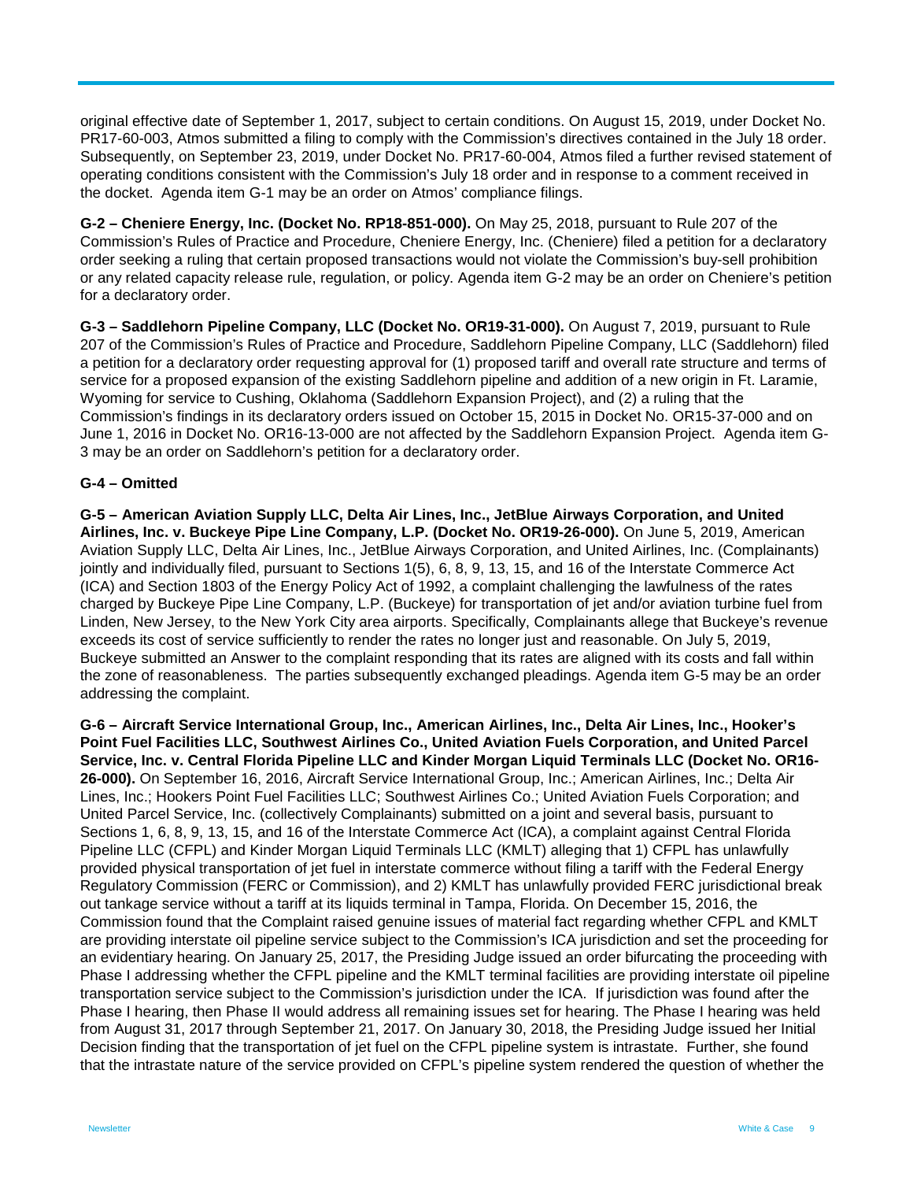original effective date of September 1, 2017, subject to certain conditions. On August 15, 2019, under Docket No. PR17-60-003, Atmos submitted a filing to comply with the Commission's directives contained in the July 18 order. Subsequently, on September 23, 2019, under Docket No. PR17-60-004, Atmos filed a further revised statement of operating conditions consistent with the Commission's July 18 order and in response to a comment received in the docket. Agenda item G-1 may be an order on Atmos' compliance filings.

**G-2 – Cheniere Energy, Inc. (Docket No. RP18-851-000).** On May 25, 2018, pursuant to Rule 207 of the Commission's Rules of Practice and Procedure, Cheniere Energy, Inc. (Cheniere) filed a petition for a declaratory order seeking a ruling that certain proposed transactions would not violate the Commission's buy-sell prohibition or any related capacity release rule, regulation, or policy. Agenda item G-2 may be an order on Cheniere's petition for a declaratory order.

**G-3 – Saddlehorn Pipeline Company, LLC (Docket No. OR19-31-000).** On August 7, 2019, pursuant to Rule 207 of the Commission's Rules of Practice and Procedure, Saddlehorn Pipeline Company, LLC (Saddlehorn) filed a petition for a declaratory order requesting approval for (1) proposed tariff and overall rate structure and terms of service for a proposed expansion of the existing Saddlehorn pipeline and addition of a new origin in Ft. Laramie, Wyoming for service to Cushing, Oklahoma (Saddlehorn Expansion Project), and (2) a ruling that the Commission's findings in its declaratory orders issued on October 15, 2015 in Docket No. OR15-37-000 and on June 1, 2016 in Docket No. OR16-13-000 are not affected by the Saddlehorn Expansion Project. Agenda item G-3 may be an order on Saddlehorn's petition for a declaratory order.

**G-4 – Omitted**

**G-5 – American Aviation Supply LLC, Delta Air Lines, Inc., JetBlue Airways Corporation, and United Airlines, Inc. v. Buckeye Pipe Line Company, L.P. (Docket No. OR19-26-000).** On June 5, 2019, American Aviation Supply LLC, Delta Air Lines, Inc., JetBlue Airways Corporation, and United Airlines, Inc. (Complainants) jointly and individually filed, pursuant to Sections 1(5), 6, 8, 9, 13, 15, and 16 of the Interstate Commerce Act (ICA) and Section 1803 of the Energy Policy Act of 1992, a complaint challenging the lawfulness of the rates charged by Buckeye Pipe Line Company, L.P. (Buckeye) for transportation of jet and/or aviation turbine fuel from Linden, New Jersey, to the New York City area airports. Specifically, Complainants allege that Buckeye's revenue exceeds its cost of service sufficiently to render the rates no longer just and reasonable. On July 5, 2019, Buckeye submitted an Answer to the complaint responding that its rates are aligned with its costs and fall within the zone of reasonableness. The parties subsequently exchanged pleadings. Agenda item G-5 may be an order addressing the complaint.

**G-6 – Aircraft Service International Group, Inc., American Airlines, Inc., Delta Air Lines, Inc., Hooker's Point Fuel Facilities LLC, Southwest Airlines Co., United Aviation Fuels Corporation, and United Parcel Service, Inc. v. Central Florida Pipeline LLC and Kinder Morgan Liquid Terminals LLC (Docket No. OR16-26-000).** On September 16, 2016, Aircraft Service International Group, Inc.; American Airlines, Inc.; Delta Air Lines, Inc.; Hookers Point Fuel Facilities LLC; Southwest Airlines Co.; United Aviation Fuels Corporation; and United Parcel Service, Inc. (collectively Complainants) submitted on a joint and several basis, pursuant to Sections 1, 6, 8, 9, 13, 15, and 16 of the Interstate Commerce Act (ICA), a complaint against Central Florida Pipeline LLC (CFPL) and Kinder Morgan Liquid Terminals LLC (KMLT) alleging that 1) CFPL has unlawfully provided physical transportation of jet fuel in interstate commerce without filing a tariff with the Federal Energy Regulatory Commission (FERC or Commission), and 2) KMLT has unlawfully provided FERC jurisdictional break out tankage service without a tariff at its liquids terminal in Tampa, Florida. On December 15, 2016, the Commission found that the Complaint raised genuine issues of material fact regarding whether CFPL and KMLT are providing interstate oil pipeline service subject to the Commission's ICA jurisdiction and set the proceeding for an evidentiary hearing. On January 25, 2017, the Presiding Judge issued an order bifurcating the proceeding with Phase I addressing whether the CFPL pipeline and the KMLT terminal facilities are providing interstate oil pipeline transportation service subject to the Commission's jurisdiction under the ICA. If jurisdiction was found after the Phase I hearing, then Phase II would address all remaining issues set for hearing. The Phase I hearing was held from August 31, 2017 through September 21, 2017. On January 30, 2018, the Presiding Judge issued her Initial Decision finding that the transportation of jet fuel on the CFPL pipeline system is intrastate. Further, she found that the intrastate nature of the service provided on CFPL's pipeline system rendered the question of whether the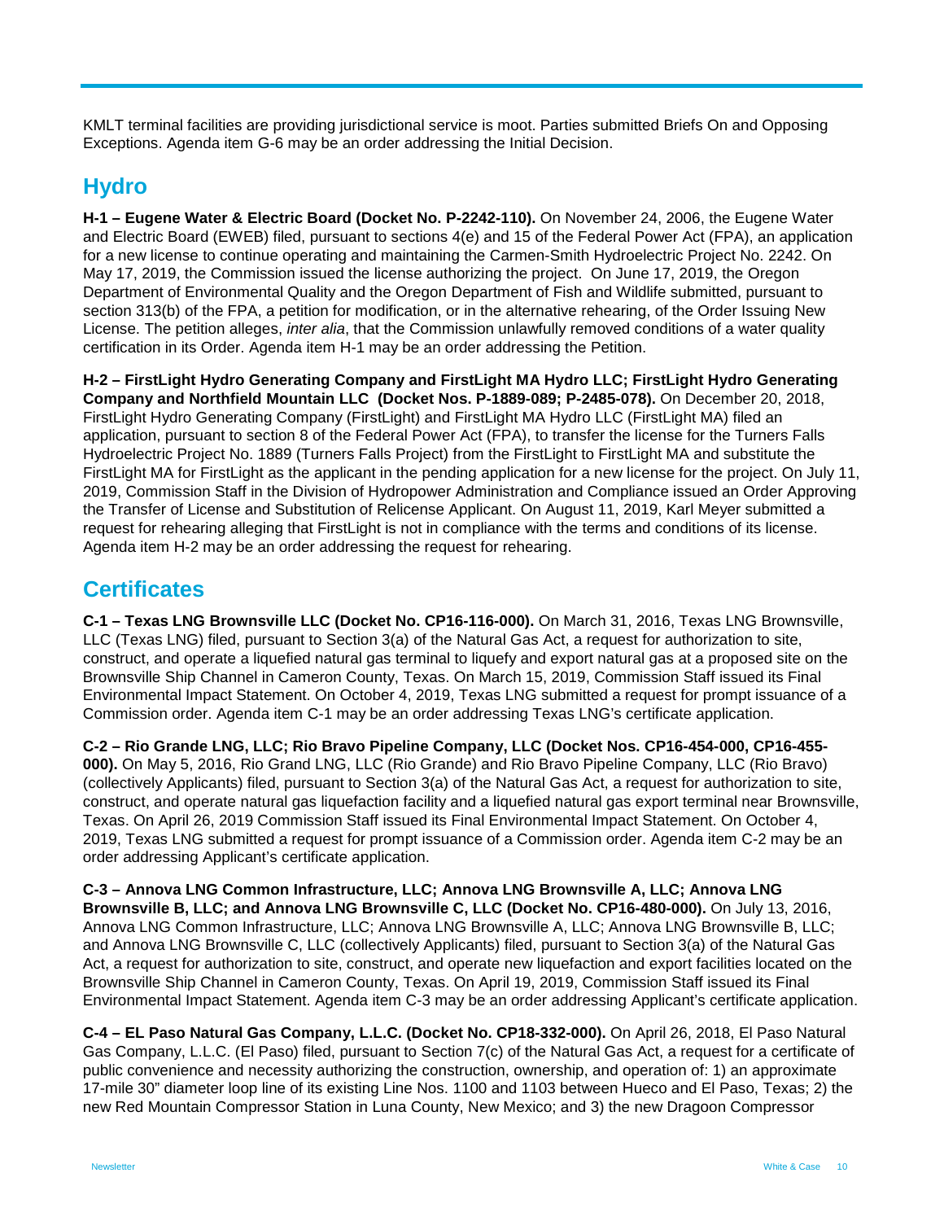KMLT terminal facilities are providing jurisdictional service is moot. Parties submitted Briefs On and Opposing Exceptions. Agenda item G-6 may be an order addressing the Initial Decision.

## Hydro

**H-1 – Eugene Water & Electric Board (Docket No. P-2242-110).** On November 24, 2006, the Eugene Water and Electric Board (EWEB) filed, pursuant to sections 4(e) and 15 of the Federal Power Act (FPA), an application for a new license to continue operating and maintaining the Carmen-Smith Hydroelectric Project No. 2242. On May 17, 2019, the Commission issued the license authorizing the project. On June 17, 2019, the Oregon Department of Environmental Quality and the Oregon Department of Fish and Wildlife submitted, pursuant to section 313(b) of the FPA, a petition for modification, or in the alternative rehearing, of the Order Issuing New License. The petition alleges, *inter alia*, that the Commission unlawfully removed conditions of a water quality certification in its Order. Agenda item H-1 may be an order addressing the Petition.

**H-2 – FirstLight Hydro Generating Company and FirstLight MA Hydro LLC; FirstLight Hydro Generating Company and Northfield Mountain LLC (Docket Nos. P-1889-089; P-2485-078).** On December 20, 2018, FirstLight Hydro Generating Company (FirstLight) and FirstLight MA Hydro LLC (FirstLight MA) filed an application, pursuant to section 8 of the Federal Power Act (FPA), to transfer the license for the Turners Falls Hydroelectric Project No. 1889 (Turners Falls Project) from the FirstLight to FirstLight MA and substitute the FirstLight MA for FirstLight as the applicant in the pending application for a new license for the project. On July 11, 2019, Commission Staff in the Division of Hydropower Administration and Compliance issued an Order Approving the Transfer of License and Substitution of Relicense Applicant. On August 11, 2019, Karl Meyer submitted a request for rehearing alleging that FirstLight is not in compliance with the terms and conditions of its license. Agenda item H-2 may be an order addressing the request for rehearing.

## Certificates

**C-1 – Texas LNG Brownsville LLC (Docket No. CP16-116-000).** On March 31, 2016, Texas LNG Brownsville, LLC (Texas LNG) filed, pursuant to Section 3(a) of the Natural Gas Act, a request for authorization to site, construct, and operate a liquefied natural gas terminal to liquefy and export natural gas at a proposed site on the Brownsville Ship Channel in Cameron County, Texas. On March 15, 2019, Commission Staff issued its Final Environmental Impact Statement. On October 4, 2019, Texas LNG submitted a request for prompt issuance of a Commission order. Agenda item C-1 may be an order addressing Texas LNG's certificate application.

**C-2 – Rio Grande LNG, LLC; Rio Bravo Pipeline Company, LLC (Docket Nos. CP16-454-000, CP16-455-000).** On May 5, 2016, Rio Grand LNG, LLC (Rio Grande) and Rio Bravo Pipeline Company, LLC (Rio Bravo) (collectively Applicants) filed, pursuant to Section 3(a) of the Natural Gas Act, a request for authorization to site, construct, and operate natural gas liquefaction facility and a liquefied natural gas export terminal near Brownsville, Texas. On April 26, 2019 Commission Staff issued its Final Environmental Impact Statement. On October 4, 2019, Texas LNG submitted a request for prompt issuance of a Commission order. Agenda item C-2 may be an order addressing Applicant's certificate application.

**C-3 – Annova LNG Common Infrastructure, LLC; Annova LNG Brownsville A, LLC; Annova LNG Brownsville B, LLC; and Annova LNG Brownsville C, LLC (Docket No. CP16-480-000).** On July 13, 2016, Annova LNG Common Infrastructure, LLC; Annova LNG Brownsville A, LLC; Annova LNG Brownsville B, LLC; and Annova LNG Brownsville C, LLC (collectively Applicants) filed, pursuant to Section 3(a) of the Natural Gas Act, a request for authorization to site, construct, and operate new liquefaction and export facilities located on the Brownsville Ship Channel in Cameron County, Texas. On April 19, 2019, Commission Staff issued its Final Environmental Impact Statement. Agenda item C-3 may be an order addressing Applicant's certificate application.

**C-4 – EL Paso Natural Gas Company, L.L.C. (Docket No. CP18-332-000).** On April 26, 2018, El Paso Natural Gas Company, L.L.C. (El Paso) filed, pursuant to Section 7(c) of the Natural Gas Act, a request for a certificate of public convenience and necessity authorizing the construction, ownership, and operation of: 1) an approximate 17-mile 30" diameter loop line of its existing Line Nos. 1100 and 1103 between Hueco and El Paso, Texas; 2) the new Red Mountain Compressor Station in Luna County, New Mexico; and 3) the new Dragoon Compressor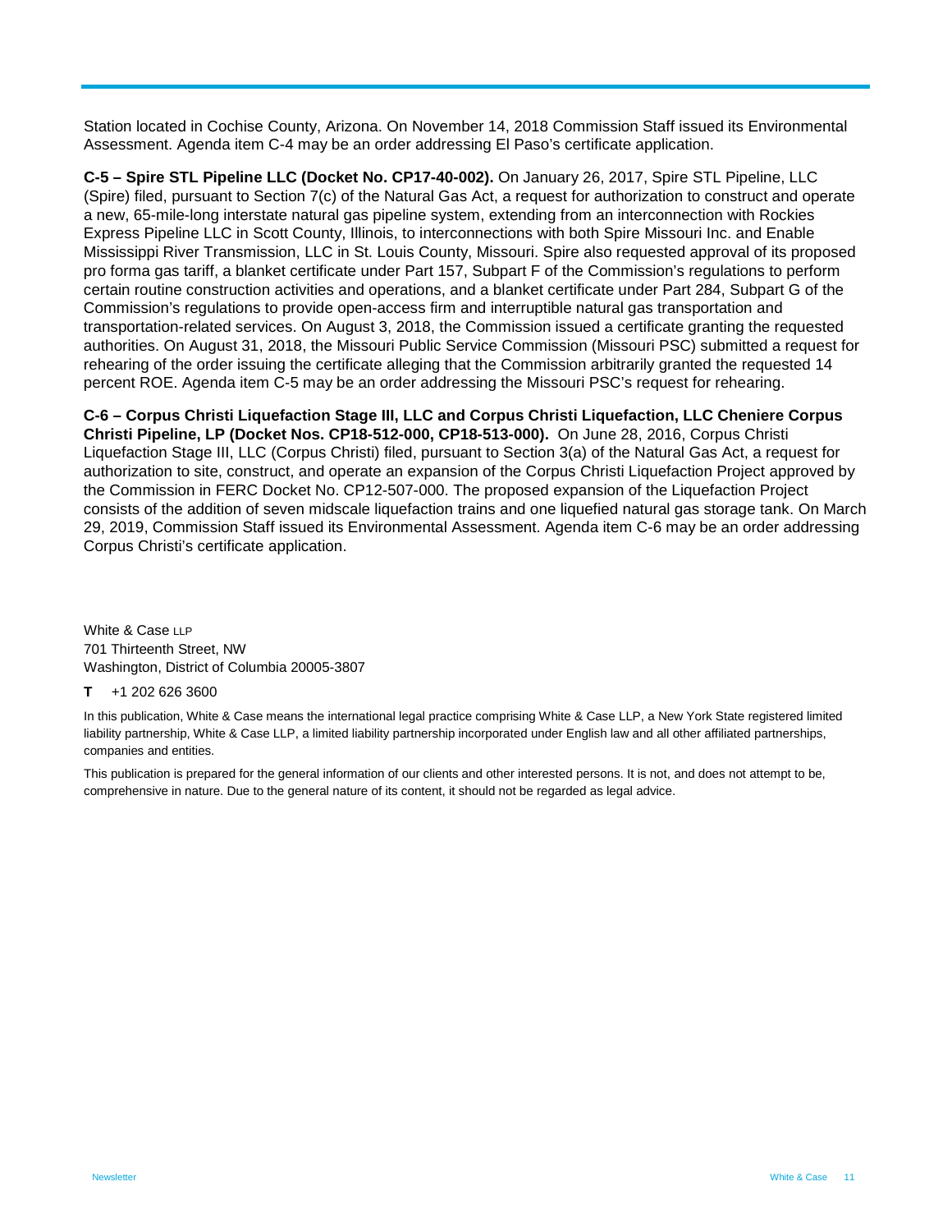Station located in Cochise County, Arizona. On November 14, 2018 Commission Staff issued its Environmental Assessment. Agenda item C-4 may be an order addressing El Paso's certificate application.

**C-5 – Spire STL Pipeline LLC (Docket No. CP17-40-002).** On January 26, 2017, Spire STL Pipeline, LLC (Spire) filed, pursuant to Section 7(c) of the Natural Gas Act, a request for authorization to construct and operate a new, 65-mile-long interstate natural gas pipeline system, extending from an interconnection with Rockies Express Pipeline LLC in Scott County, Illinois, to interconnections with both Spire Missouri Inc. and Enable Mississippi River Transmission, LLC in St. Louis County, Missouri. Spire also requested approval of its proposed pro forma gas tariff, a blanket certificate under Part 157, Subpart F of the Commission's regulations to perform certain routine construction activities and operations, and a blanket certificate under Part 284, Subpart G of the Commission's regulations to provide open-access firm and interruptible natural gas transportation and transportation-related services. On August 3, 2018, the Commission issued a certificate granting the requested authorities. On August 31, 2018, the Missouri Public Service Commission (Missouri PSC) submitted a request for rehearing of the order issuing the certificate alleging that the Commission arbitrarily granted the requested 14 percent ROE. Agenda item C-5 may be an order addressing the Missouri PSC's request for rehearing.

**C-6 – Corpus Christi Liquefaction Stage III, LLC and Corpus Christi Liquefaction, LLC Cheniere Corpus Christi Pipeline, LP (Docket Nos. CP18-512-000, CP18-513-000).** On June 28, 2016, Corpus Christi Liquefaction Stage III, LLC (Corpus Christi) filed, pursuant to Section 3(a) of the Natural Gas Act, a request for authorization to site, construct, and operate an expansion of the Corpus Christi Liquefaction Project approved by the Commission in FERC Docket No. CP12-507-000. The proposed expansion of the Liquefaction Project consists of the addition of seven midscale liquefaction trains and one liquefied natural gas storage tank. On March 29, 2019, Commission Staff issued its Environmental Assessment. Agenda item C-6 may be an order addressing Corpus Christi's certificate application.

White & Case LLP
701 Thirteenth Street, NW
Washington, District of Columbia 20005-3807

**T** +1 202 626 3600

In this publication, White & Case means the international legal practice comprising White & Case LLP, a New York State registered limited liability partnership, White & Case LLP, a limited liability partnership incorporated under English law and all other affiliated partnerships, companies and entities.

This publication is prepared for the general information of our clients and other interested persons. It is not, and does not attempt to be, comprehensive in nature. Due to the general nature of its content, it should not be regarded as legal advice.